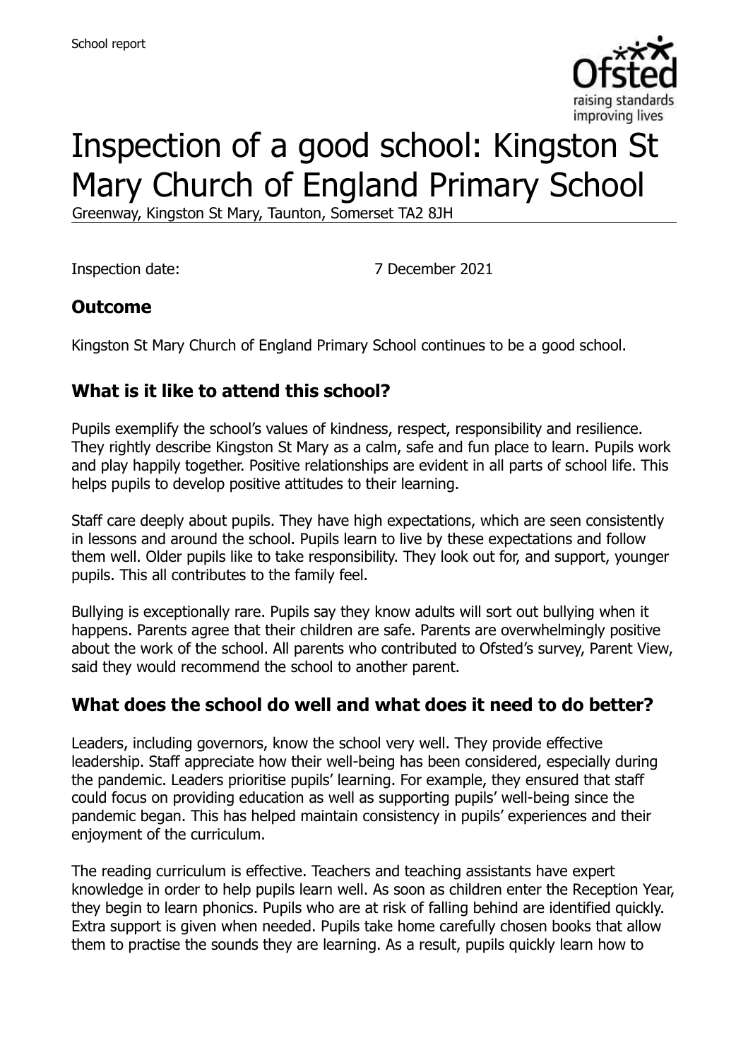# Inspection of a good school: Kingston St Mary Church of England Primary School

Greenway, Kingston St Mary, Taunton, Somerset TA2 8JH

Inspection date: 7 December 2021

## Outcome

Kingston St Mary Church of England Primary School continues to be a good school.

## What is it like to attend this school?

Pupils exemplify the school's values of kindness, respect, responsibility and resilience. They rightly describe Kingston St Mary as a calm, safe and fun place to learn. Pupils work and play happily together. Positive relationships are evident in all parts of school life. This helps pupils to develop positive attitudes to their learning.

Staff care deeply about pupils. They have high expectations, which are seen consistently in lessons and around the school. Pupils learn to live by these expectations and follow them well. Older pupils like to take responsibility. They look out for, and support, younger pupils. This all contributes to the family feel.

Bullying is exceptionally rare. Pupils say they know adults will sort out bullying when it happens. Parents agree that their children are safe. Parents are overwhelmingly positive about the work of the school. All parents who contributed to Ofsted's survey, Parent View, said they would recommend the school to another parent.

## What does the school do well and what does it need to do better?

Leaders, including governors, know the school very well. They provide effective leadership. Staff appreciate how their well-being has been considered, especially during the pandemic. Leaders prioritise pupils' learning. For example, they ensured that staff could focus on providing education as well as supporting pupils' well-being since the pandemic began. This has helped maintain consistency in pupils' experiences and their enjoyment of the curriculum.

The reading curriculum is effective. Teachers and teaching assistants have expert knowledge in order to help pupils learn well. As soon as children enter the Reception Year, they begin to learn phonics. Pupils who are at risk of falling behind are identified quickly. Extra support is given when needed. Pupils take home carefully chosen books that allow them to practise the sounds they are learning. As a result, pupils quickly learn how to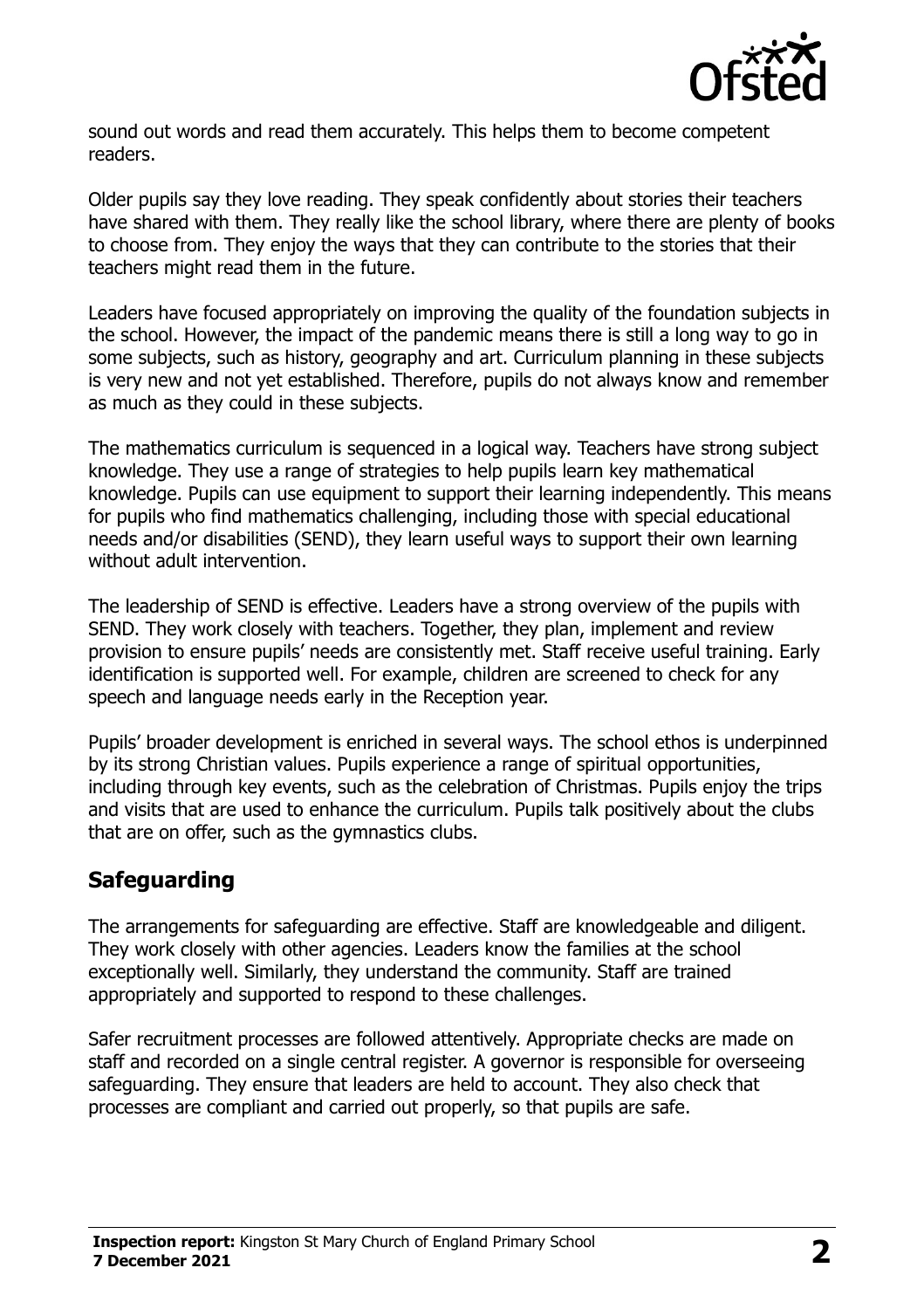sound out words and read them accurately. This helps them to become competent readers.

Older pupils say they love reading. They speak confidently about stories their teachers have shared with them. They really like the school library, where there are plenty of books to choose from. They enjoy the ways that they can contribute to the stories that their teachers might read them in the future.

Leaders have focused appropriately on improving the quality of the foundation subjects in the school. However, the impact of the pandemic means there is still a long way to go in some subjects, such as history, geography and art. Curriculum planning in these subjects is very new and not yet established. Therefore, pupils do not always know and remember as much as they could in these subjects.

The mathematics curriculum is sequenced in a logical way. Teachers have strong subject knowledge. They use a range of strategies to help pupils learn key mathematical knowledge. Pupils can use equipment to support their learning independently. This means for pupils who find mathematics challenging, including those with special educational needs and/or disabilities (SEND), they learn useful ways to support their own learning without adult intervention.

The leadership of SEND is effective. Leaders have a strong overview of the pupils with SEND. They work closely with teachers. Together, they plan, implement and review provision to ensure pupils' needs are consistently met. Staff receive useful training. Early identification is supported well. For example, children are screened to check for any speech and language needs early in the Reception year.

Pupils' broader development is enriched in several ways. The school ethos is underpinned by its strong Christian values. Pupils experience a range of spiritual opportunities, including through key events, such as the celebration of Christmas. Pupils enjoy the trips and visits that are used to enhance the curriculum. Pupils talk positively about the clubs that are on offer, such as the gymnastics clubs.

## Safeguarding

The arrangements for safeguarding are effective. Staff are knowledgeable and diligent. They work closely with other agencies. Leaders know the families at the school exceptionally well. Similarly, they understand the community. Staff are trained appropriately and supported to respond to these challenges.

Safer recruitment processes are followed attentively. Appropriate checks are made on staff and recorded on a single central register. A governor is responsible for overseeing safeguarding. They ensure that leaders are held to account. They also check that processes are compliant and carried out properly, so that pupils are safe.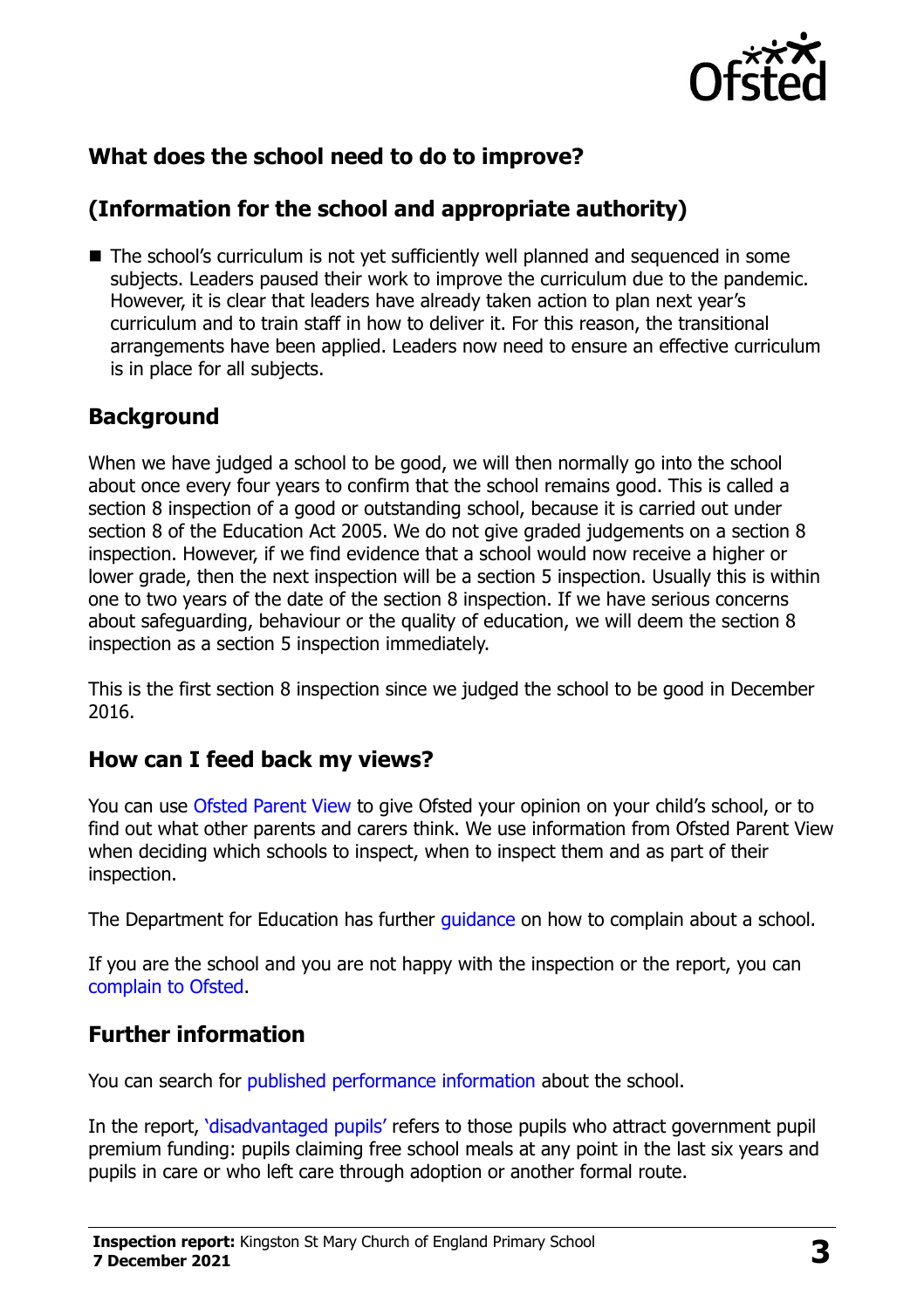## What does the school need to do to improve?

## (Information for the school and appropriate authority)

- The school's curriculum is not yet sufficiently well planned and sequenced in some subjects. Leaders paused their work to improve the curriculum due to the pandemic. However, it is clear that leaders have already taken action to plan next year's curriculum and to train staff in how to deliver it. For this reason, the transitional arrangements have been applied. Leaders now need to ensure an effective curriculum is in place for all subjects.

## Background

When we have judged a school to be good, we will then normally go into the school about once every four years to confirm that the school remains good. This is called a section 8 inspection of a good or outstanding school, because it is carried out under section 8 of the Education Act 2005. We do not give graded judgements on a section 8 inspection. However, if we find evidence that a school would now receive a higher or lower grade, then the next inspection will be a section 5 inspection. Usually this is within one to two years of the date of the section 8 inspection. If we have serious concerns about safeguarding, behaviour or the quality of education, we will deem the section 8 inspection as a section 5 inspection immediately.

This is the first section 8 inspection since we judged the school to be good in December 2016.

## How can I feed back my views?

You can use Ofsted Parent View to give Ofsted your opinion on your child's school, or to find out what other parents and carers think. We use information from Ofsted Parent View when deciding which schools to inspect, when to inspect them and as part of their inspection.

The Department for Education has further guidance on how to complain about a school.

If you are the school and you are not happy with the inspection or the report, you can complain to Ofsted.

## Further information

You can search for published performance information about the school.

In the report, 'disadvantaged pupils' refers to those pupils who attract government pupil premium funding: pupils claiming free school meals at any point in the last six years and pupils in care or who left care through adoption or another formal route.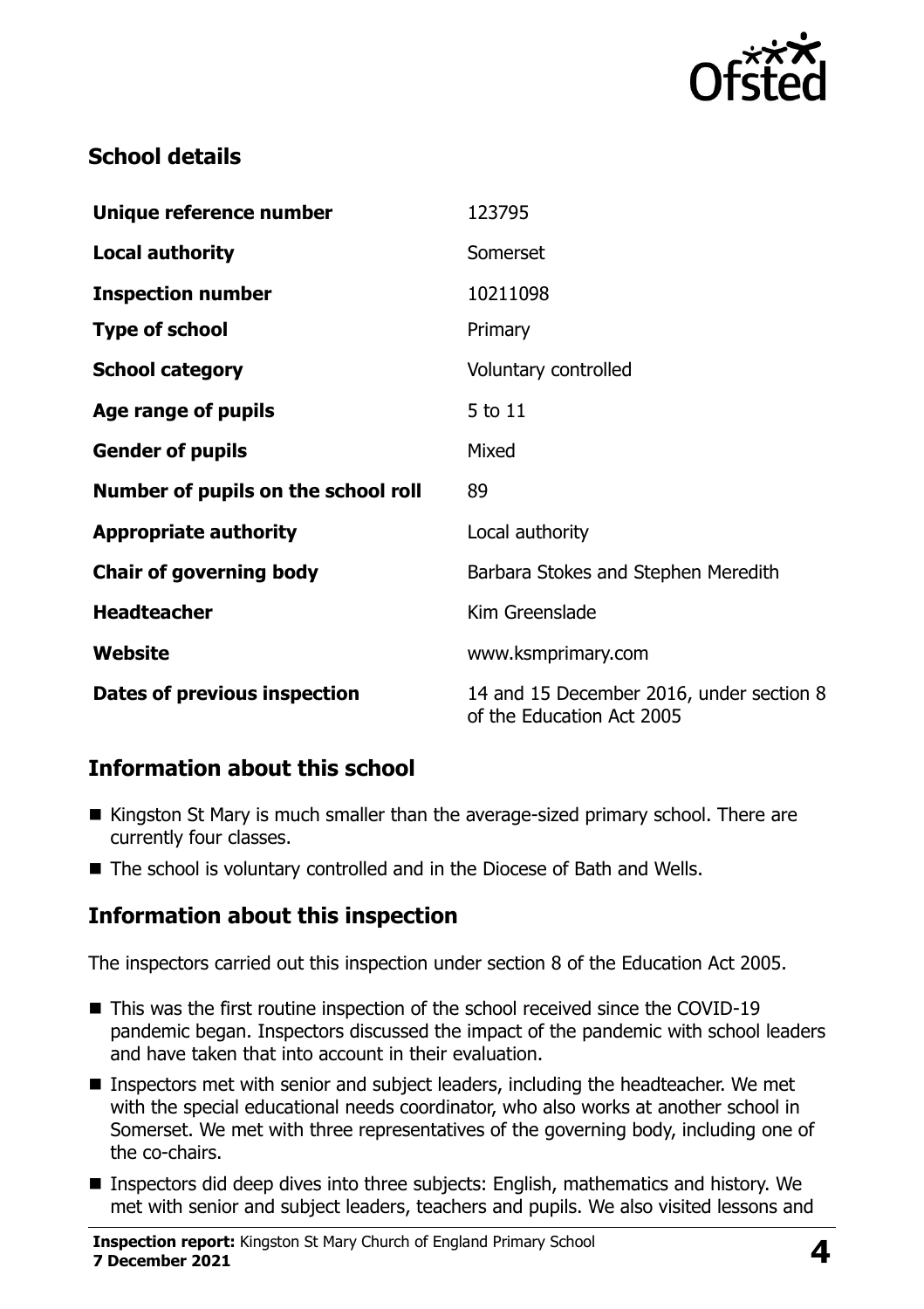## School details

| | |
|---|---|
| **Unique reference number** | 123795 |
| **Local authority** | Somerset |
| **Inspection number** | 10211098 |
| **Type of school** | Primary |
| **School category** | Voluntary controlled |
| **Age range of pupils** | 5 to 11 |
| **Gender of pupils** | Mixed |
| **Number of pupils on the school roll** | 89 |
| **Appropriate authority** | Local authority |
| **Chair of governing body** | Barbara Stokes and Stephen Meredith |
| **Headteacher** | Kim Greenslade |
| **Website** | www.ksmprimary.com |
| **Dates of previous inspection** | 14 and 15 December 2016, under section 8 of the Education Act 2005 |

## Information about this school

- Kingston St Mary is much smaller than the average-sized primary school. There are currently four classes.
- The school is voluntary controlled and in the Diocese of Bath and Wells.

## Information about this inspection

The inspectors carried out this inspection under section 8 of the Education Act 2005.

- This was the first routine inspection of the school received since the COVID-19 pandemic began. Inspectors discussed the impact of the pandemic with school leaders and have taken that into account in their evaluation.
- Inspectors met with senior and subject leaders, including the headteacher. We met with the special educational needs coordinator, who also works at another school in Somerset. We met with three representatives of the governing body, including one of the co-chairs.
- Inspectors did deep dives into three subjects: English, mathematics and history. We met with senior and subject leaders, teachers and pupils. We also visited lessons and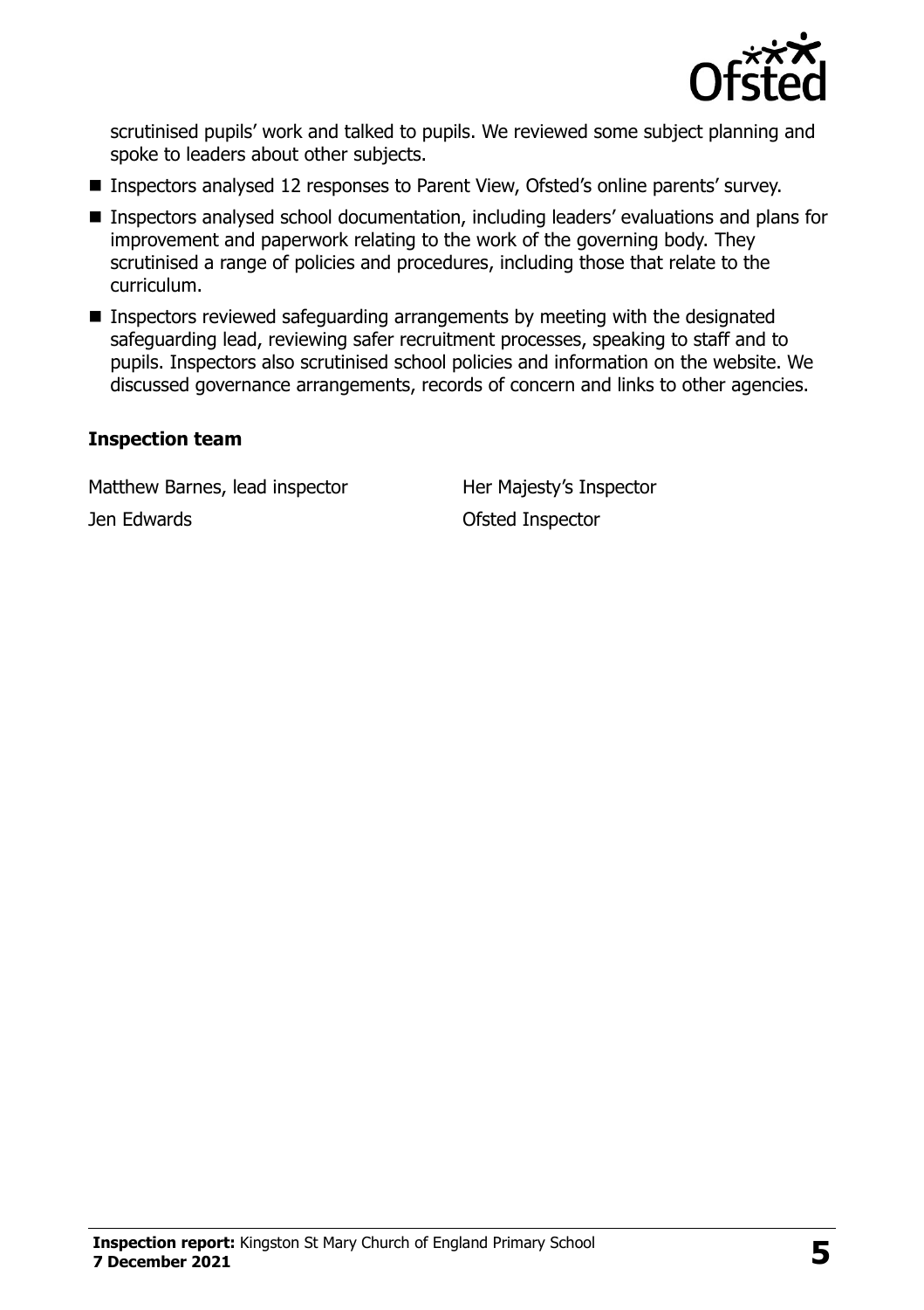scrutinised pupils' work and talked to pupils. We reviewed some subject planning and spoke to leaders about other subjects.

- Inspectors analysed 12 responses to Parent View, Ofsted's online parents' survey.
- Inspectors analysed school documentation, including leaders' evaluations and plans for improvement and paperwork relating to the work of the governing body. They scrutinised a range of policies and procedures, including those that relate to the curriculum.
- Inspectors reviewed safeguarding arrangements by meeting with the designated safeguarding lead, reviewing safer recruitment processes, speaking to staff and to pupils. Inspectors also scrutinised school policies and information on the website. We discussed governance arrangements, records of concern and links to other agencies.

### Inspection team

| | |
|---|---|
| Matthew Barnes, lead inspector | Her Majesty's Inspector |
| Jen Edwards | Ofsted Inspector |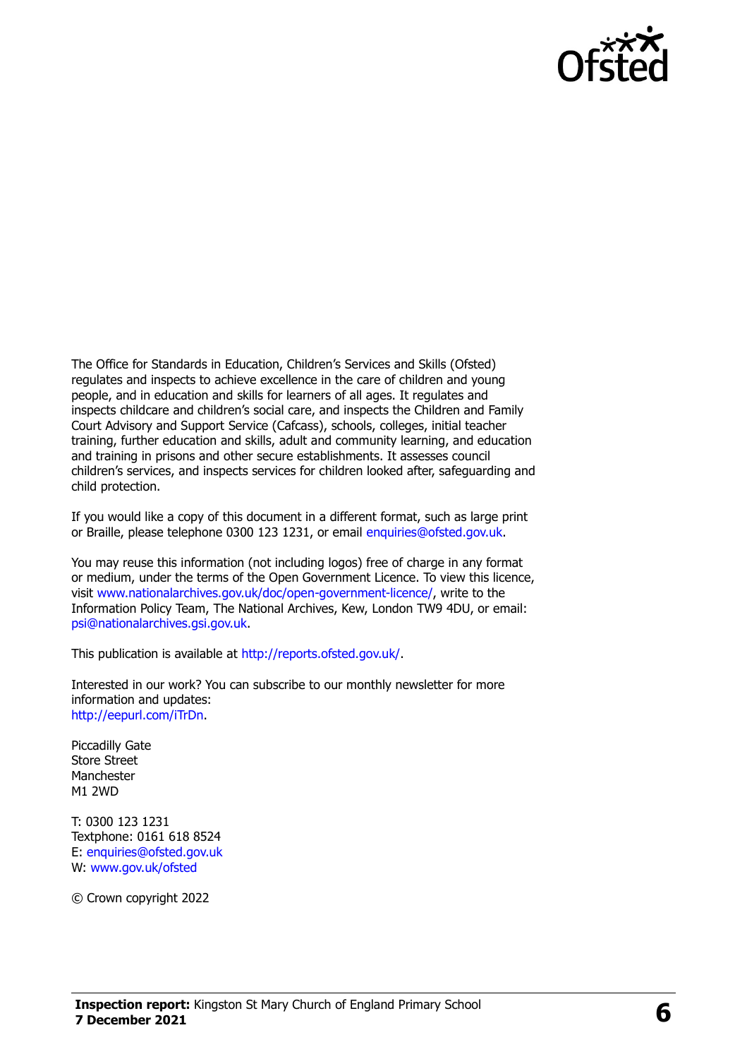The Office for Standards in Education, Children's Services and Skills (Ofsted) regulates and inspects to achieve excellence in the care of children and young people, and in education and skills for learners of all ages. It regulates and inspects childcare and children's social care, and inspects the Children and Family Court Advisory and Support Service (Cafcass), schools, colleges, initial teacher training, further education and skills, adult and community learning, and education and training in prisons and other secure establishments. It assesses council children's services, and inspects services for children looked after, safeguarding and child protection.

If you would like a copy of this document in a different format, such as large print or Braille, please telephone 0300 123 1231, or email enquiries@ofsted.gov.uk.

You may reuse this information (not including logos) free of charge in any format or medium, under the terms of the Open Government Licence. To view this licence, visit www.nationalarchives.gov.uk/doc/open-government-licence/, write to the Information Policy Team, The National Archives, Kew, London TW9 4DU, or email: psi@nationalarchives.gsi.gov.uk.

This publication is available at http://reports.ofsted.gov.uk/.

Interested in our work? You can subscribe to our monthly newsletter for more information and updates:
http://eepurl.com/iTrDn.

Piccadilly Gate
Store Street
Manchester
M1 2WD

T: 0300 123 1231
Textphone: 0161 618 8524
E: enquiries@ofsted.gov.uk
W: www.gov.uk/ofsted

© Crown copyright 2022